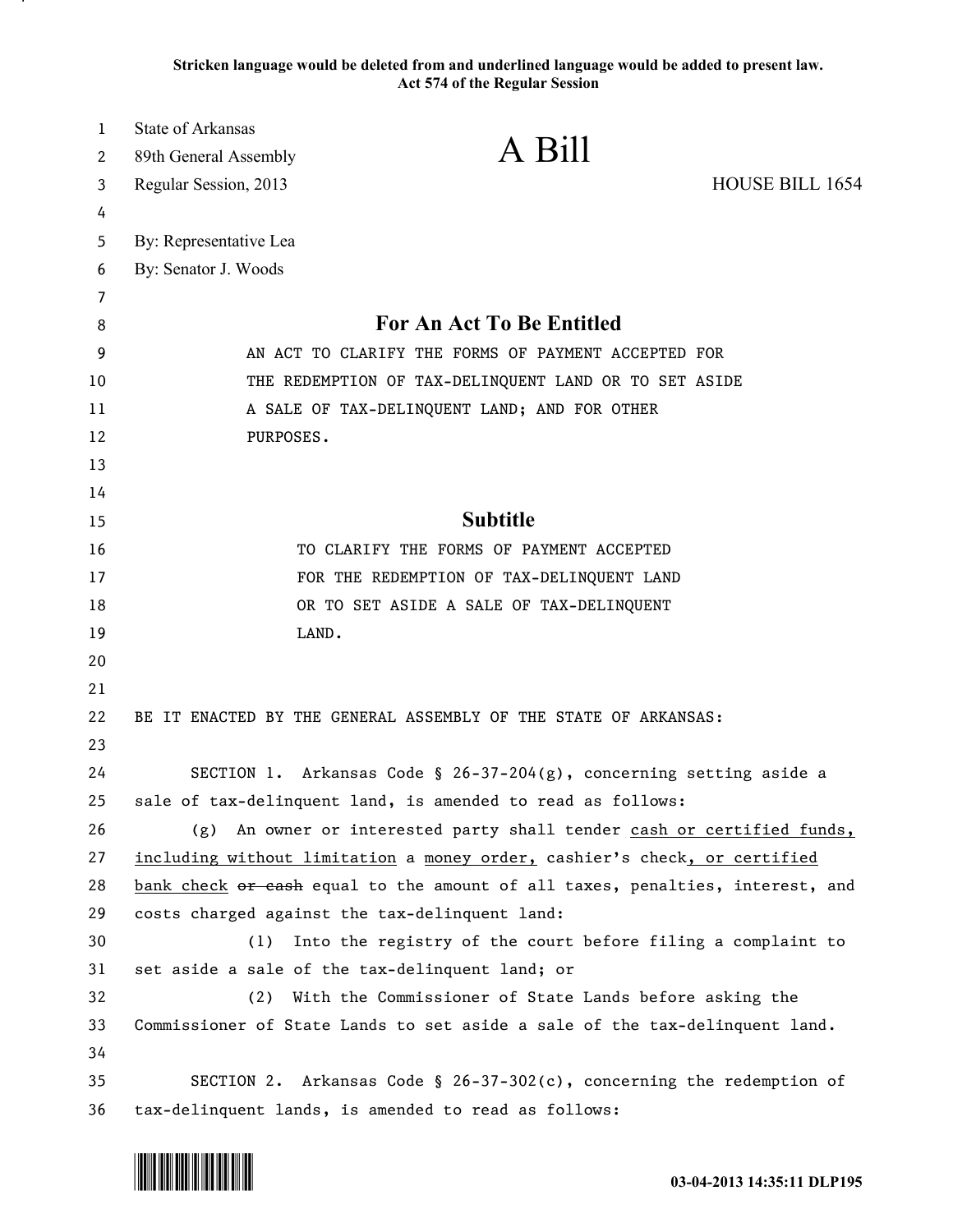**Stricken language would be deleted from and underlined language would be added to present law.**
**Act 574 of the Regular Session**

State of Arkansas
89th General Assembly
Regular Session, 2013

# A Bill

HOUSE BILL 1654

By: Representative Lea
By: Senator J. Woods

## For An Act To Be Entitled

AN ACT TO CLARIFY THE FORMS OF PAYMENT ACCEPTED FOR THE REDEMPTION OF TAX-DELINQUENT LAND OR TO SET ASIDE A SALE OF TAX-DELINQUENT LAND; AND FOR OTHER PURPOSES.

## Subtitle

TO CLARIFY THE FORMS OF PAYMENT ACCEPTED FOR THE REDEMPTION OF TAX-DELINQUENT LAND OR TO SET ASIDE A SALE OF TAX-DELINQUENT LAND.

BE IT ENACTED BY THE GENERAL ASSEMBLY OF THE STATE OF ARKANSAS:

SECTION 1. Arkansas Code § 26-37-204(g), concerning setting aside a sale of tax-delinquent land, is amended to read as follows:

(g) An owner or interested party shall tender <u>cash or certified funds, including without limitation</u> a <u>money order,</u> cashier's check<u>, or certified bank check</u> ~~or cash~~ equal to the amount of all taxes, penalties, interest, and costs charged against the tax-delinquent land:

(1) Into the registry of the court before filing a complaint to set aside a sale of the tax-delinquent land; or

(2) With the Commissioner of State Lands before asking the Commissioner of State Lands to set aside a sale of the tax-delinquent land.

SECTION 2. Arkansas Code § 26-37-302(c), concerning the redemption of tax-delinquent lands, is amended to read as follows:

03-04-2013 14:35:11 DLP195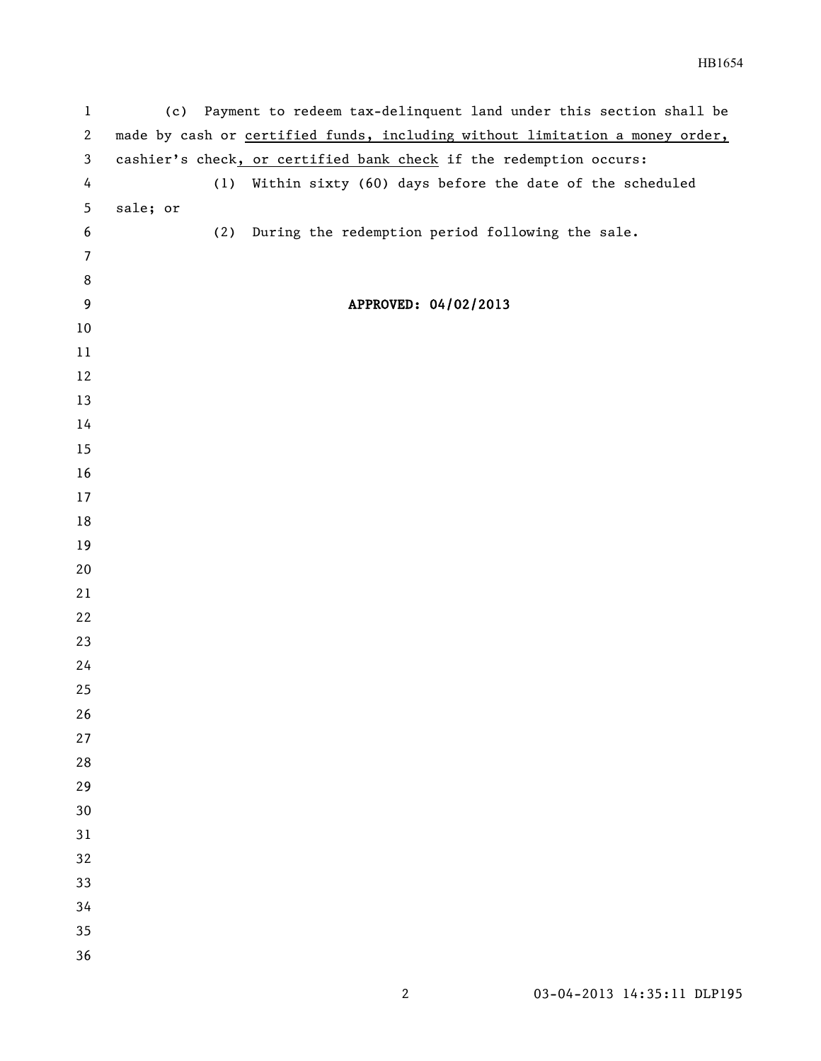(c) Payment to redeem tax-delinquent land under this section shall be made by cash or <u>certified funds, including without limitation a money order,</u> cashier's check<u>, or certified bank check</u> if the redemption occurs:

(1) Within sixty (60) days before the date of the scheduled sale; or

(2) During the redemption period following the sale.

**APPROVED: 04/02/2013**